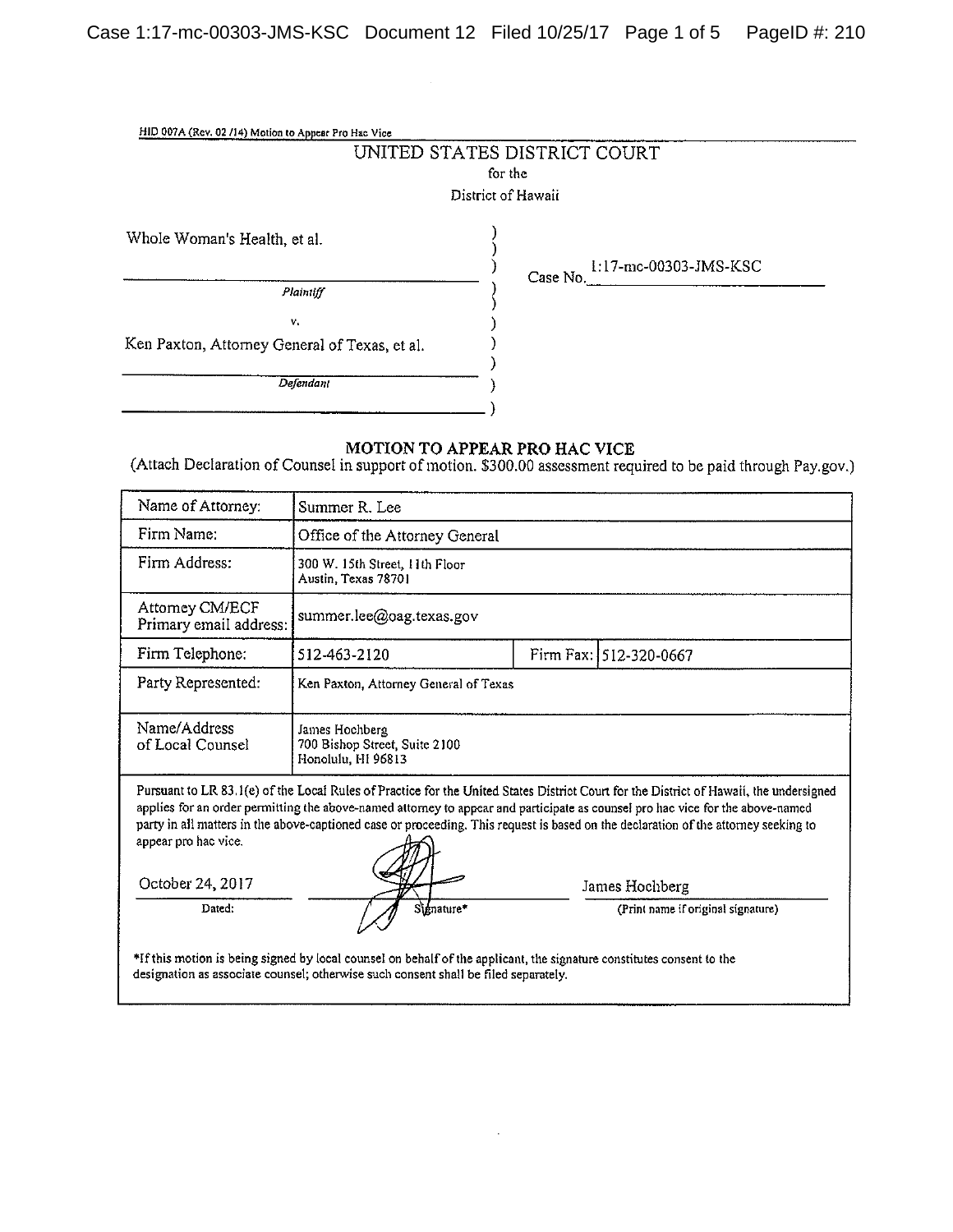HID 007A (Rev. 02 /14) Motion to Appear Pro Hac Vice

# UNITED STATES DISTRICT COURT

for the

District of Hawaii

Whole Woman's Health, et al.

*Plaintiff*

v.

Ken Paxton, Attorney General of Texas, et al.

*Defendant*

Case No. 1:17-mc-00303-JMS-KSC

## MOTION TO APPEAR PRO HAC VICE

(Attach Declaration of Counsel in support of motion. $300.00 assessment required to be paid through Pay.gov.)

| | | | |
|---|---|---|---|
| Name of Attorney: | Summer R. Lee | | |
| Firm Name: | Office of the Attorney General | | |
| Firm Address: | 300 W. 15th Street, 11th Floor<br>Austin, Texas 78701 | | |
| Attorney CM/ECF Primary email address: | summer.lee@oag.texas.gov | | |
| Firm Telephone: | 512-463-2120 | Firm Fax: | 512-320-0667 |
| Party Represented: | Ken Paxton, Attorney General of Texas | | |
| Name/Address of Local Counsel | James Hochberg<br>700 Bishop Street, Suite 2100<br>Honolulu, HI 96813 | | |

Pursuant to LR 83.1(e) of the Local Rules of Practice for the United States District Court for the District of Hawaii, the undersigned applies for an order permitting the above-named attorney to appear and participate as counsel pro hac vice for the above-named party in all matters in the above-captioned case or proceeding. This request is based on the declaration of the attorney seeking to appear pro hac vice.

October 24, 2017 — Dated:

[Signature] — Signature*

James Hochberg — (Print name if original signature)

*If this motion is being signed by local counsel on behalf of the applicant, the signature constitutes consent to the designation as associate counsel; otherwise such consent shall be filed separately.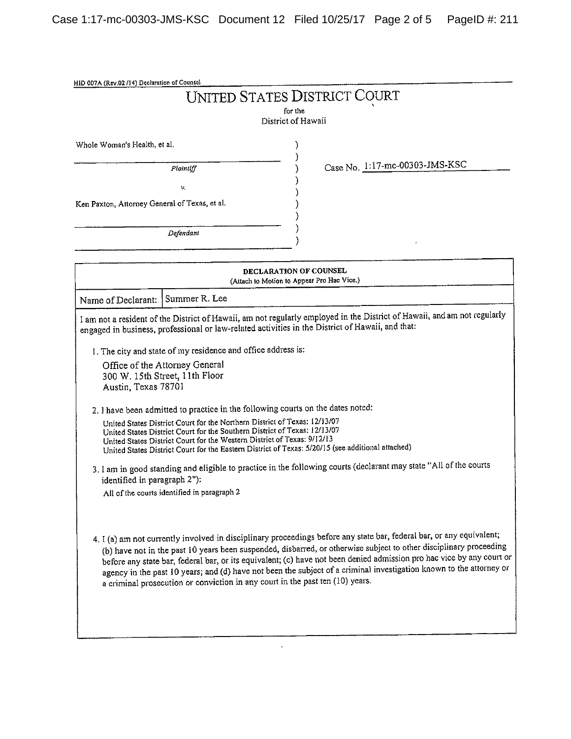HID 007A (Rev.02/14) Declaration of Counsel

# UNITED STATES DISTRICT COURT

for the
District of Hawaii

Whole Woman's Health, et al.

*Plaintiff*

v.

Ken Paxton, Attorney General of Texas, et al.

*Defendant*

Case No. 1:17-mc-00303-JMS-KSC

**DECLARATION OF COUNSEL**
(Attach to Motion to Appear Pro Hac Vice.)

| Name of Declarant: | Summer R. Lee |
|---|---|

I am not a resident of the District of Hawaii, am not regularly employed in the District of Hawaii, and am not regularly engaged in business, professional or law-related activities in the District of Hawaii, and that:

1. The city and state of my residence and office address is:

   Office of the Attorney General
   300 W. 15th Street, 11th Floor
   Austin, Texas 78701

2. I have been admitted to practice in the following courts on the dates noted:

   United States District Court for the Northern District of Texas: 12/13/07
   United States District Court for the Southern District of Texas: 12/13/07
   United States District Court for the Western District of Texas: 9/12/13
   United States District Court for the Eastern District of Texas: 5/20/15 (see additional attached)

3. I am in good standing and eligible to practice in the following courts (declarant may state "All of the courts identified in paragraph 2"):

   All of the courts identified in paragraph 2

4. I (a) am not currently involved in disciplinary proceedings before any state bar, federal bar, or any equivalent; (b) have not in the past 10 years been suspended, disbarred, or otherwise subject to other disciplinary proceeding before any state bar, federal bar, or its equivalent; (c) have not been denied admission pro hac vice by any court or agency in the past 10 years; and (d) have not been the subject of a criminal investigation known to the attorney or a criminal prosecution or conviction in any court in the past ten (10) years.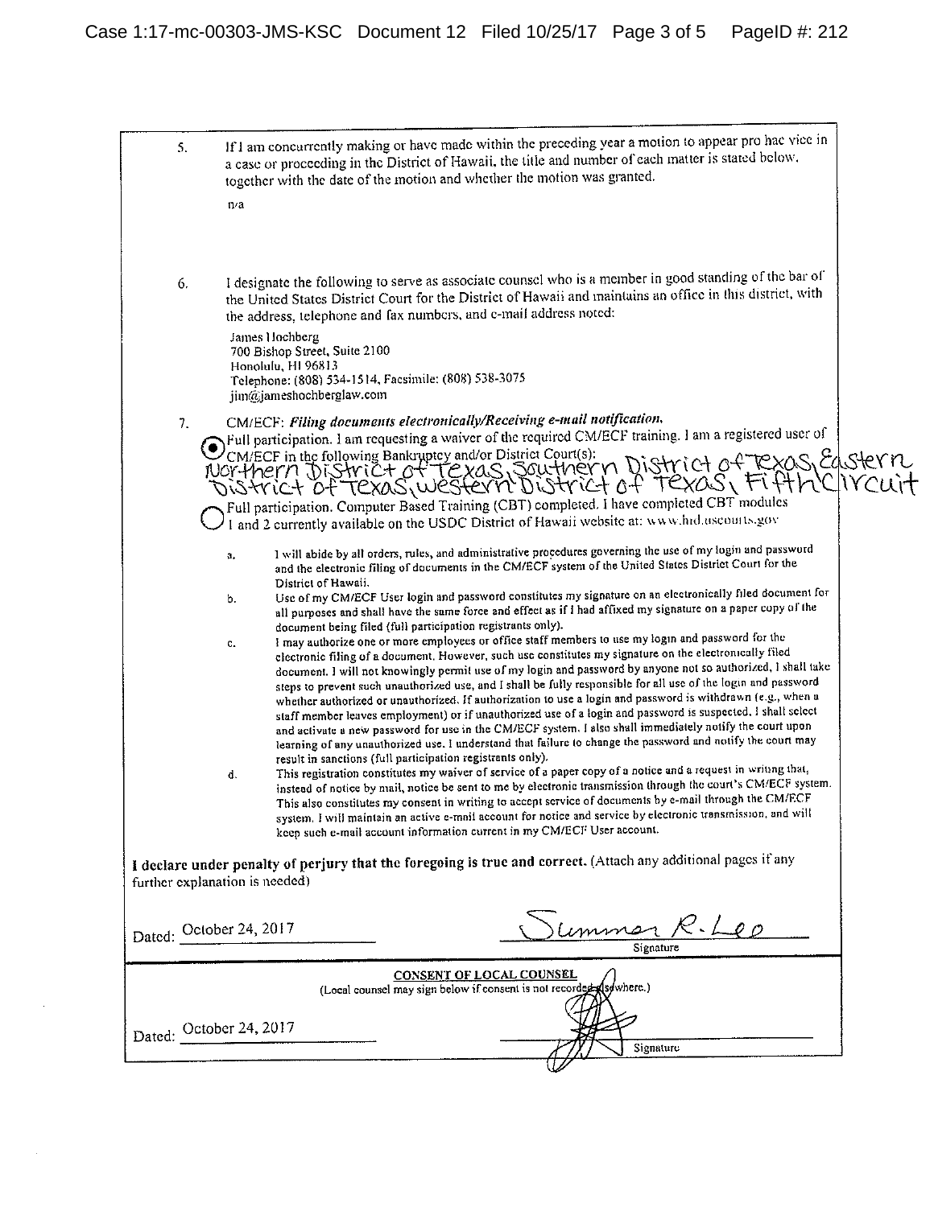5. If I am concurrently making or have made within the preceding year a motion to appear pro hac vice in a case or proceeding in the District of Hawaii, the title and number of each matter is stated below, together with the date of the motion and whether the motion was granted.

   n/a

6. I designate the following to serve as associate counsel who is a member in good standing of the bar of the United States District Court for the District of Hawaii and maintains an office in this district, with the address, telephone and fax numbers, and e-mail address noted:

   James Hochberg
   700 Bishop Street, Suite 2100
   Honolulu, HI 96813
   Telephone: (808) 534-1514, Facsimile: (808) 538-3075
   jim@jameshochberglaw.com

7. CM/ECF: ***Filing documents electronically/Receiving e-mail notification.***

   ◉ Full participation. I am requesting a waiver of the required CM/ECF training. I am a registered user of CM/ECF in the following Bankruptcy and/or District Court(s): Northern District of Texas, Southern District of Texas, Eastern District of Texas, Western District of Texas, Fifth Circuit

   ○ Full participation. Computer Based Training (CBT) completed. I have completed CBT modules 1 and 2 currently available on the USDC District of Hawaii website at: www.hid.uscourts.gov

   a. I will abide by all orders, rules, and administrative procedures governing the use of my login and password and the electronic filing of documents in the CM/ECF system of the United States District Court for the District of Hawaii.

   b. Use of my CM/ECF User login and password constitutes my signature on an electronically filed document for all purposes and shall have the same force and effect as if I had affixed my signature on a paper copy of the document being filed (full participation registrants only).

   c. I may authorize one or more employees or office staff members to use my login and password for the electronic filing of a document. However, such use constitutes my signature on the electronically filed document. I will not knowingly permit use of my login and password by anyone not so authorized. I shall take steps to prevent such unauthorized use, and I shall be fully responsible for all use of the login and password whether authorized or unauthorized. If authorization to use a login and password is withdrawn (e.g., when a staff member leaves employment) or if unauthorized use of a login and password is suspected, I shall select and activate a new password for use in the CM/ECF system. I also shall immediately notify the court upon learning of any unauthorized use. I understand that failure to change the password and notify the court may result in sanctions (full participation registrants only).

   d. This registration constitutes my waiver of service of a paper copy of a notice and a request in writing that, instead of notice by mail, notice be sent to me by electronic transmission through the court's CM/ECF system. This also constitutes my consent in writing to accept service of documents by e-mail through the CM/ECF system. I will maintain an active e-mail account for notice and service by electronic transmission, and will keep such e-mail account information current in my CM/ECF User account.

**I declare under penalty of perjury that the foregoing is true and correct.** (Attach any additional pages if any further explanation is needed)

Dated: October 24, 2017 — Summer R. Lee
Signature

**CONSENT OF LOCAL COUNSEL**
(Local counsel may sign below if consent is not recorded elsewhere.)

Dated: October 24, 2017 — [signature]
Signature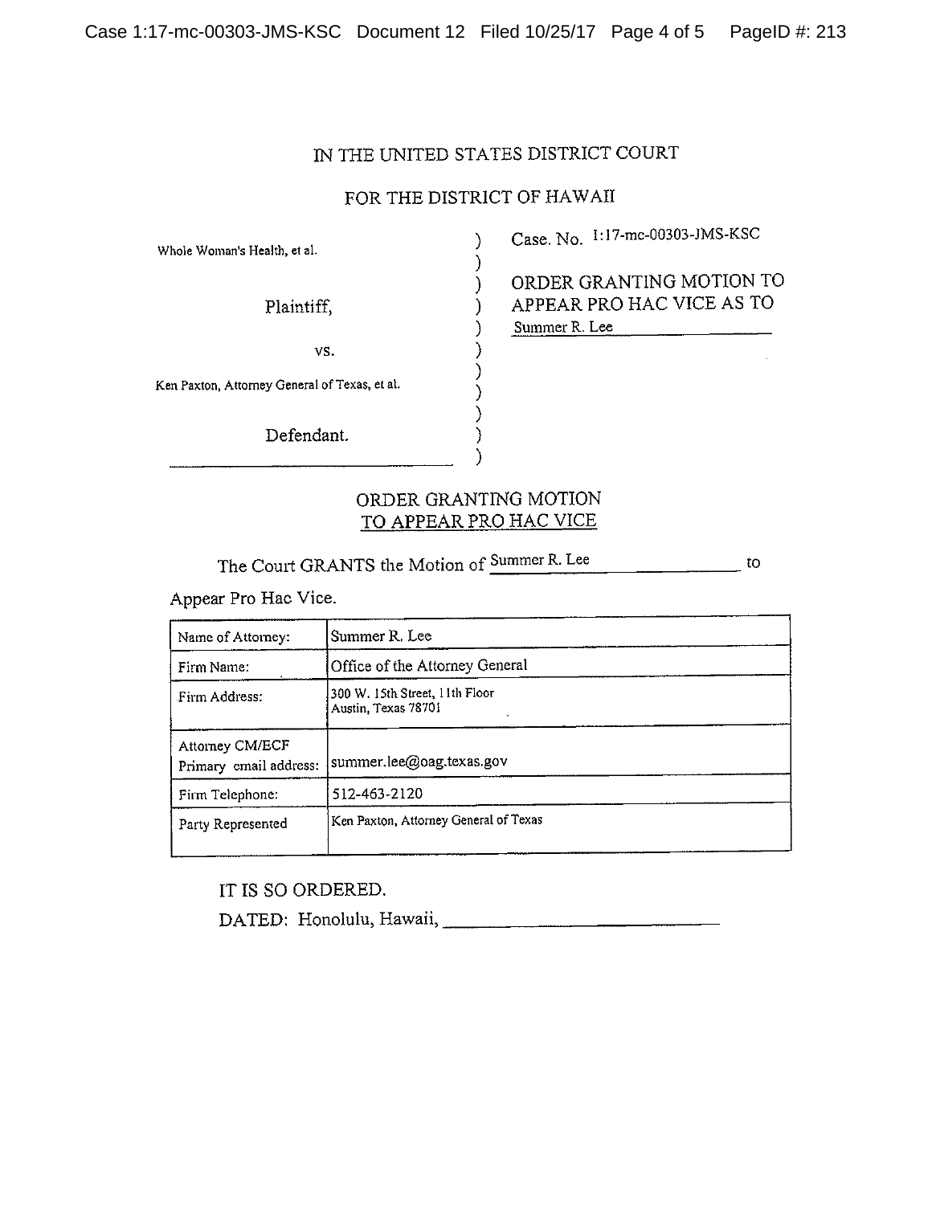IN THE UNITED STATES DISTRICT COURT

FOR THE DISTRICT OF HAWAII

Whole Woman's Health, et al.

Plaintiff,

vs.

Ken Paxton, Attorney General of Texas, et al.

Defendant.

Case. No. 1:17-mc-00303-JMS-KSC

ORDER GRANTING MOTION TO APPEAR PRO HAC VICE AS TO Summer R. Lee

## ORDER GRANTING MOTION TO APPEAR PRO HAC VICE

The Court GRANTS the Motion of Summer R. Lee to Appear Pro Hac Vice.

| | |
|---|---|
| Name of Attorney: | Summer R. Lee |
| Firm Name: | Office of the Attorney General |
| Firm Address: | 300 W. 15th Street, 11th Floor<br>Austin, Texas 78701 |
| Attorney CM/ECF Primary email address: | summer.lee@oag.texas.gov |
| Firm Telephone: | 512-463-2120 |
| Party Represented | Ken Paxton, Attorney General of Texas |

IT IS SO ORDERED.

DATED: Honolulu, Hawaii, ____________________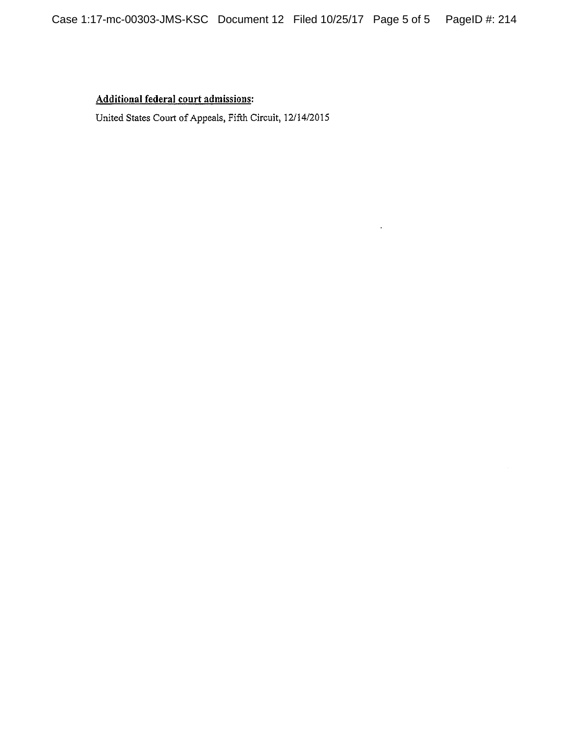**<u>Additional federal court admissions</u>:**

United States Court of Appeals, Fifth Circuit, 12/14/2015